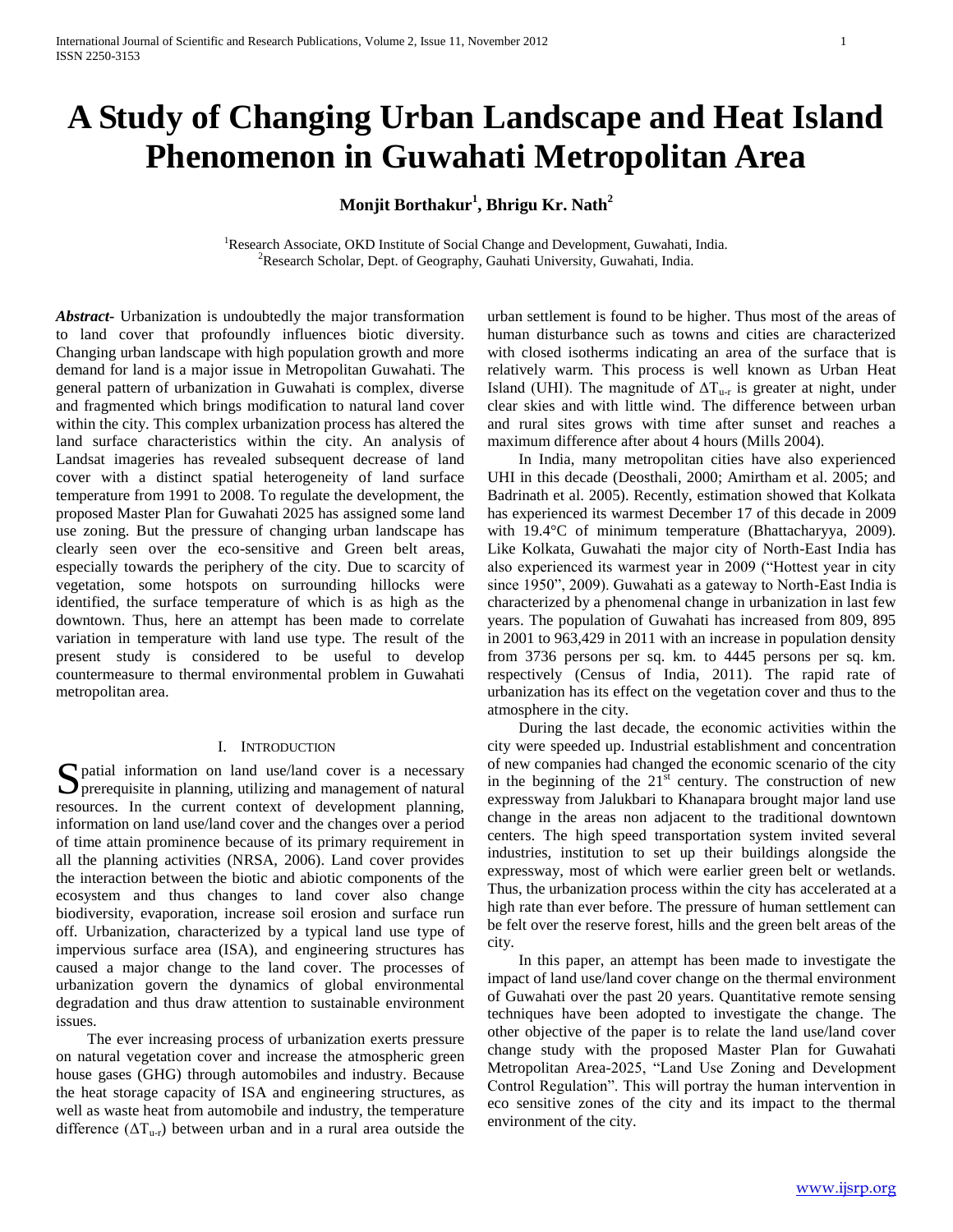# A Study of Changing Urban Landscape and Heat Island Phenomenon in Guwahati Metropolitan Area

**Monjit Borthakur[1], Bhrigu Kr. Nath[2]**

[1]Research Associate, OKD Institute of Social Change and Development, Guwahati, India.
[2]Research Scholar, Dept. of Geography, Gauhati University, Guwahati, India.

***Abstract***- Urbanization is undoubtedly the major transformation to land cover that profoundly influences biotic diversity. Changing urban landscape with high population growth and more demand for land is a major issue in Metropolitan Guwahati. The general pattern of urbanization in Guwahati is complex, diverse and fragmented which brings modification to natural land cover within the city. This complex urbanization process has altered the land surface characteristics within the city. An analysis of Landsat imageries has revealed subsequent decrease of land cover with a distinct spatial heterogeneity of land surface temperature from 1991 to 2008. To regulate the development, the proposed Master Plan for Guwahati 2025 has assigned some land use zoning. But the pressure of changing urban landscape has clearly seen over the eco-sensitive and Green belt areas, especially towards the periphery of the city. Due to scarcity of vegetation, some hotspots on surrounding hillocks were identified, the surface temperature of which is as high as the downtown. Thus, here an attempt has been made to correlate variation in temperature with land use type. The result of the present study is considered to be useful to develop countermeasure to thermal environmental problem in Guwahati metropolitan area.

## I. Introduction

Spatial information on land use/land cover is a necessary prerequisite in planning, utilizing and management of natural resources. In the current context of development planning, information on land use/land cover and the changes over a period of time attain prominence because of its primary requirement in all the planning activities (NRSA, 2006). Land cover provides the interaction between the biotic and abiotic components of the ecosystem and thus changes to land cover also change biodiversity, evaporation, increase soil erosion and surface run off. Urbanization, characterized by a typical land use type of impervious surface area (ISA), and engineering structures has caused a major change to the land cover. The processes of urbanization govern the dynamics of global environmental degradation and thus draw attention to sustainable environment issues.

The ever increasing process of urbanization exerts pressure on natural vegetation cover and increase the atmospheric green house gases (GHG) through automobiles and industry. Because the heat storage capacity of ISA and engineering structures, as well as waste heat from automobile and industry, the temperature difference ($\Delta T_{u\text{-}r}$) between urban and in a rural area outside the urban settlement is found to be higher. Thus most of the areas of human disturbance such as towns and cities are characterized with closed isotherms indicating an area of the surface that is relatively warm. This process is well known as Urban Heat Island (UHI). The magnitude of $\Delta T_{u\text{-}r}$ is greater at night, under clear skies and with little wind. The difference between urban and rural sites grows with time after sunset and reaches a maximum difference after about 4 hours (Mills 2004).

In India, many metropolitan cities have also experienced UHI in this decade (Deosthali, 2000; Amirtham et al. 2005; and Badrinath et al. 2005). Recently, estimation showed that Kolkata has experienced its warmest December 17 of this decade in 2009 with 19.4°C of minimum temperature (Bhattacharyya, 2009). Like Kolkata, Guwahati the major city of North-East India has also experienced its warmest year in 2009 ("Hottest year in city since 1950", 2009). Guwahati as a gateway to North-East India is characterized by a phenomenal change in urbanization in last few years. The population of Guwahati has increased from 809, 895 in 2001 to 963,429 in 2011 with an increase in population density from 3736 persons per sq. km. to 4445 persons per sq. km. respectively (Census of India, 2011). The rapid rate of urbanization has its effect on the vegetation cover and thus to the atmosphere in the city.

During the last decade, the economic activities within the city were speeded up. Industrial establishment and concentration of new companies had changed the economic scenario of the city in the beginning of the 21st century. The construction of new expressway from Jalukbari to Khanapara brought major land use change in the areas non adjacent to the traditional downtown centers. The high speed transportation system invited several industries, institution to set up their buildings alongside the expressway, most of which were earlier green belt or wetlands. Thus, the urbanization process within the city has accelerated at a high rate than ever before. The pressure of human settlement can be felt over the reserve forest, hills and the green belt areas of the city.

In this paper, an attempt has been made to investigate the impact of land use/land cover change on the thermal environment of Guwahati over the past 20 years. Quantitative remote sensing techniques have been adopted to investigate the change. The other objective of the paper is to relate the land use/land cover change study with the proposed Master Plan for Guwahati Metropolitan Area-2025, "Land Use Zoning and Development Control Regulation". This will portray the human intervention in eco sensitive zones of the city and its impact to the thermal environment of the city.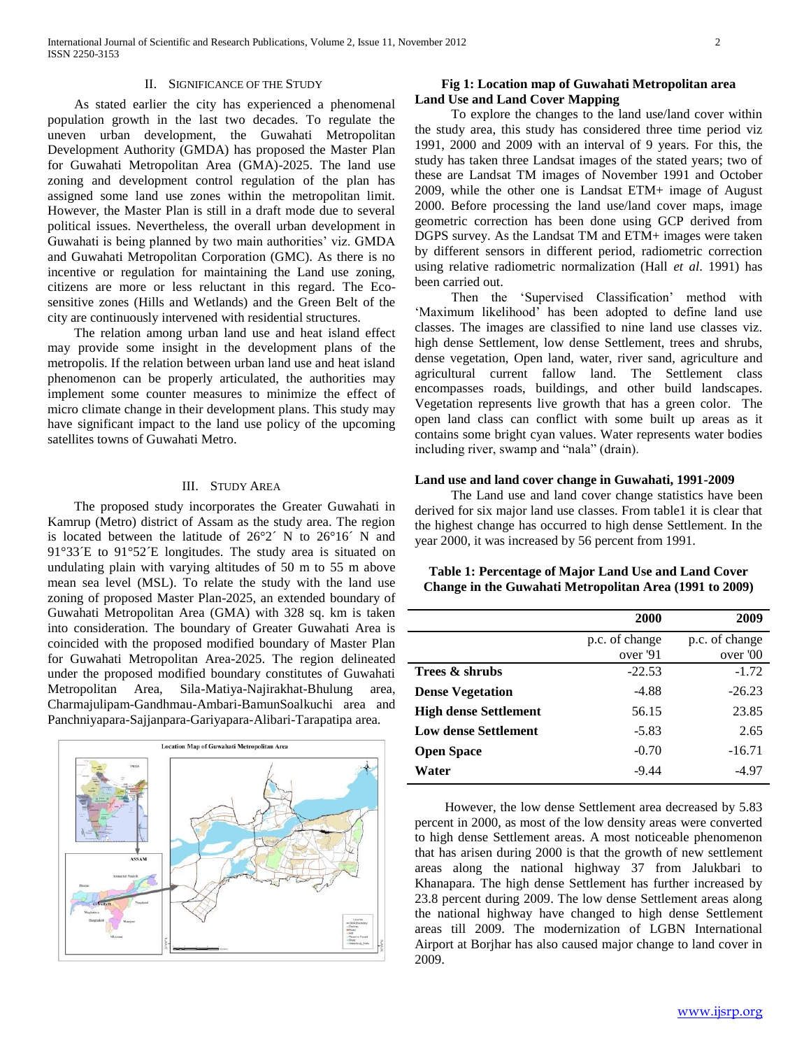## II. Significance of the Study

As stated earlier the city has experienced a phenomenal population growth in the last two decades. To regulate the uneven urban development, the Guwahati Metropolitan Development Authority (GMDA) has proposed the Master Plan for Guwahati Metropolitan Area (GMA)-2025. The land use zoning and development control regulation of the plan has assigned some land use zones within the metropolitan limit. However, the Master Plan is still in a draft mode due to several political issues. Nevertheless, the overall urban development in Guwahati is being planned by two main authorities' viz. GMDA and Guwahati Metropolitan Corporation (GMC). As there is no incentive or regulation for maintaining the Land use zoning, citizens are more or less reluctant in this regard. The Eco-sensitive zones (Hills and Wetlands) and the Green Belt of the city are continuously intervened with residential structures.

The relation among urban land use and heat island effect may provide some insight in the development plans of the metropolis. If the relation between urban land use and heat island phenomenon can be properly articulated, the authorities may implement some counter measures to minimize the effect of micro climate change in their development plans. This study may have significant impact to the land use policy of the upcoming satellites towns of Guwahati Metro.

## III. Study Area

The proposed study incorporates the Greater Guwahati in Kamrup (Metro) district of Assam as the study area. The region is located between the latitude of 26°2´ N to 26°16´ N and 91°33´E to 91°52´E longitudes. The study area is situated on undulating plain with varying altitudes of 50 m to 55 m above mean sea level (MSL). To relate the study with the land use zoning of proposed Master Plan-2025, an extended boundary of Guwahati Metropolitan Area (GMA) with 328 sq. km is taken into consideration. The boundary of Greater Guwahati Area is coincided with the proposed modified boundary of Master Plan for Guwahati Metropolitan Area-2025. The region delineated under the proposed modified boundary constitutes of Guwahati Metropolitan Area, Sila-Matiya-Najirakhat-Bhulung area, Charmajulipam-Gandhmau-Ambari-BamunSoalkuchi area and Panchniyapara-Sajjanpara-Gariyapara-Alibari-Tarapatipa area.

**Fig 1: Location map of Guwahati Metropolitan area**

### Land Use and Land Cover Mapping

To explore the changes to the land use/land cover within the study area, this study has considered three time period viz 1991, 2000 and 2009 with an interval of 9 years. For this, the study has taken three Landsat images of the stated years; two of these are Landsat TM images of November 1991 and October 2009, while the other one is Landsat ETM+ image of August 2000. Before processing the land use/land cover maps, image geometric correction has been done using GCP derived from DGPS survey. As the Landsat TM and ETM+ images were taken by different sensors in different period, radiometric correction using relative radiometric normalization (Hall *et al*. 1991) has been carried out.

Then the 'Supervised Classification' method with 'Maximum likelihood' has been adopted to define land use classes. The images are classified to nine land use classes viz. high dense Settlement, low dense Settlement, trees and shrubs, dense vegetation, Open land, water, river sand, agriculture and agricultural current fallow land. The Settlement class encompasses roads, buildings, and other build landscapes. Vegetation represents live growth that has a green color. The open land class can conflict with some built up areas as it contains some bright cyan values. Water represents water bodies including river, swamp and "nala" (drain).

### Land use and land cover change in Guwahati, 1991-2009

The Land use and land cover change statistics have been derived for six major land use classes. From table1 it is clear that the highest change has occurred to high dense Settlement. In the year 2000, it was increased by 56 percent from 1991.

**Table 1: Percentage of Major Land Use and Land Cover Change in the Guwahati Metropolitan Area (1991 to 2009)**

| | 2000 | 2009 |
|---|---|---|
| | p.c. of change over '91 | p.c. of change over '00 |
| **Trees & shrubs** | -22.53 | -1.72 |
| **Dense Vegetation** | -4.88 | -26.23 |
| **High dense Settlement** | 56.15 | 23.85 |
| **Low dense Settlement** | -5.83 | 2.65 |
| **Open Space** | -0.70 | -16.71 |
| **Water** | -9.44 | -4.97 |

However, the low dense Settlement area decreased by 5.83 percent in 2000, as most of the low density areas were converted to high dense Settlement areas. A most noticeable phenomenon that has arisen during 2000 is that the growth of new settlement areas along the national highway 37 from Jalukbari to Khanapara. The high dense Settlement has further increased by 23.8 percent during 2009. The low dense Settlement areas along the national highway have changed to high dense Settlement areas till 2009. The modernization of LGBN International Airport at Borjhar has also caused major change to land cover in 2009.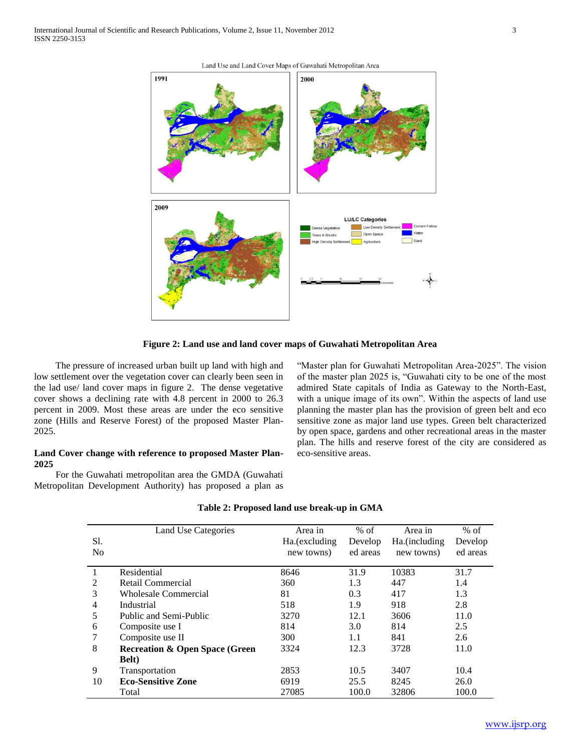Figure 2: Land use and land cover maps of Guwahati Metropolitan Area

The pressure of increased urban built up land with high and low settlement over the vegetation cover can clearly been seen in the lad use/ land cover maps in figure 2. The dense vegetative cover shows a declining rate with 4.8 percent in 2000 to 26.3 percent in 2009. Most these areas are under the eco sensitive zone (Hills and Reserve Forest) of the proposed Master Plan-2025.

**Land Cover change with reference to proposed Master Plan-2025**

For the Guwahati metropolitan area the GMDA (Guwahati Metropolitan Development Authority) has proposed a plan as "Master plan for Guwahati Metropolitan Area-2025". The vision of the master plan 2025 is, "Guwahati city to be one of the most admired State capitals of India as Gateway to the North-East, with a unique image of its own". Within the aspects of land use planning the master plan has the provision of green belt and eco sensitive zone as major land use types. Green belt characterized by open space, gardens and other recreational areas in the master plan. The hills and reserve forest of the city are considered as eco-sensitive areas.

**Table 2: Proposed land use break-up in GMA**

| Sl. No | Land Use Categories | Area in Ha.(excluding new towns) | % of Developed areas | Area in Ha.(including new towns) | % of Developed areas |
|---|---|---|---|---|---|
| 1 | Residential | 8646 | 31.9 | 10383 | 31.7 |
| 2 | Retail Commercial | 360 | 1.3 | 447 | 1.4 |
| 3 | Wholesale Commercial | 81 | 0.3 | 417 | 1.3 |
| 4 | Industrial | 518 | 1.9 | 918 | 2.8 |
| 5 | Public and Semi-Public | 3270 | 12.1 | 3606 | 11.0 |
| 6 | Composite use I | 814 | 3.0 | 814 | 2.5 |
| 7 | Composite use II | 300 | 1.1 | 841 | 2.6 |
| 8 | **Recreation & Open Space (Green Belt)** | 3324 | 12.3 | 3728 | 11.0 |
| 9 | Transportation | 2853 | 10.5 | 3407 | 10.4 |
| 10 | **Eco-Sensitive Zone** | 6919 | 25.5 | 8245 | 26.0 |
| | Total | 27085 | 100.0 | 32806 | 100.0 |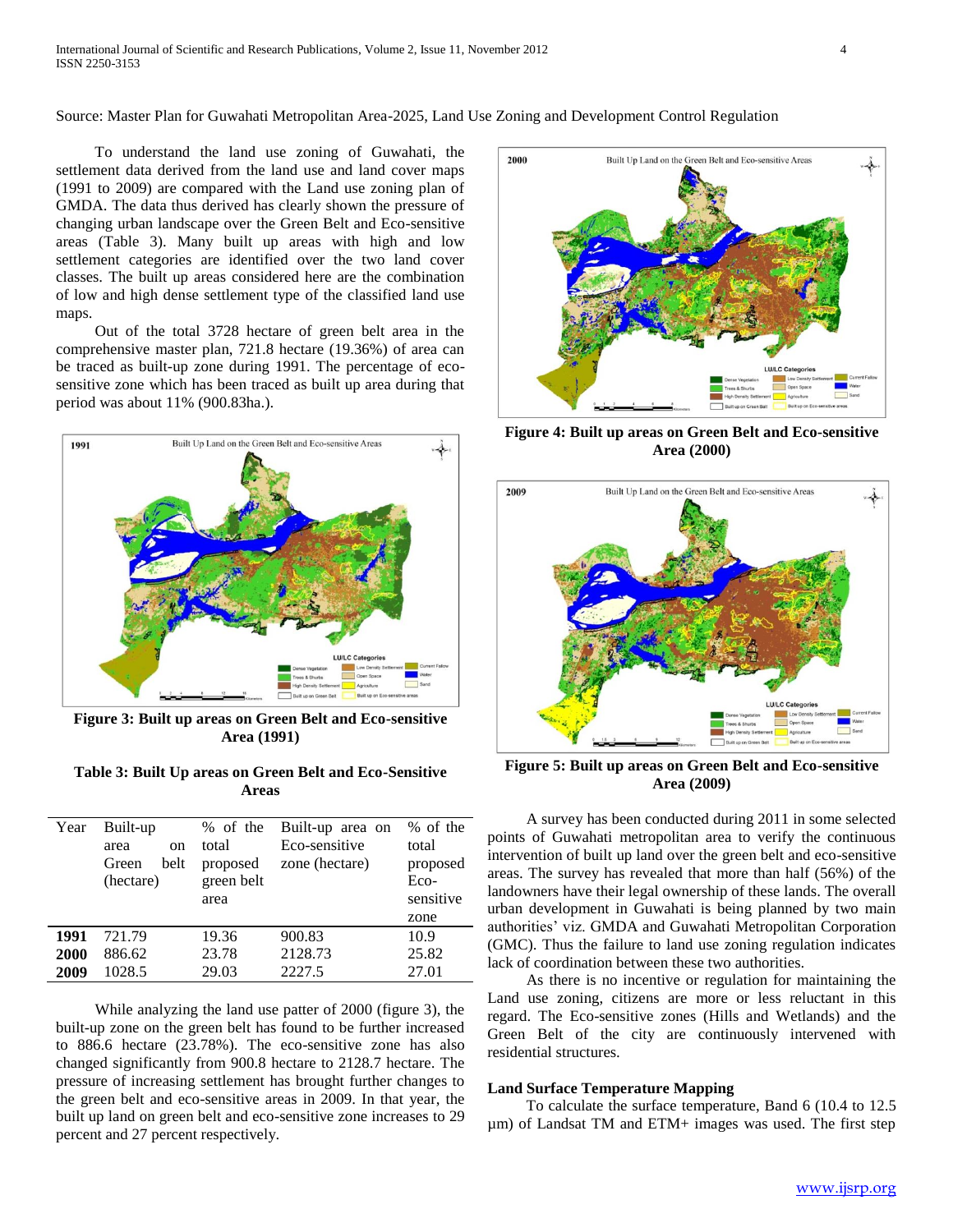Source: Master Plan for Guwahati Metropolitan Area-2025, Land Use Zoning and Development Control Regulation

To understand the land use zoning of Guwahati, the settlement data derived from the land use and land cover maps (1991 to 2009) are compared with the Land use zoning plan of GMDA. The data thus derived has clearly shown the pressure of changing urban landscape over the Green Belt and Eco-sensitive areas (Table 3). Many built up areas with high and low settlement categories are identified over the two land cover classes. The built up areas considered here are the combination of low and high dense settlement type of the classified land use maps.

Out of the total 3728 hectare of green belt area in the comprehensive master plan, 721.8 hectare (19.36%) of area can be traced as built-up zone during 1991. The percentage of eco-sensitive zone which has been traced as built up area during that period was about 11% (900.83ha.).

**Figure 3: Built up areas on Green Belt and Eco-sensitive Area (1991)**

**Table 3: Built Up areas on Green Belt and Eco-Sensitive Areas**

| Year | Built-up area on Green belt (hectare) | % of the total proposed green belt area | Built-up area on Eco-sensitive zone (hectare) | % of the total proposed Eco-sensitive zone |
|---|---|---|---|---|
| **1991** | 721.79 | 19.36 | 900.83 | 10.9 |
| **2000** | 886.62 | 23.78 | 2128.73 | 25.82 |
| **2009** | 1028.5 | 29.03 | 2227.5 | 27.01 |

While analyzing the land use patter of 2000 (figure 3), the built-up zone on the green belt has found to be further increased to 886.6 hectare (23.78%). The eco-sensitive zone has also changed significantly from 900.8 hectare to 2128.7 hectare. The pressure of increasing settlement has brought further changes to the green belt and eco-sensitive areas in 2009. In that year, the built up land on green belt and eco-sensitive zone increases to 29 percent and 27 percent respectively.

**Figure 4: Built up areas on Green Belt and Eco-sensitive Area (2000)**

**Figure 5: Built up areas on Green Belt and Eco-sensitive Area (2009)**

A survey has been conducted during 2011 in some selected points of Guwahati metropolitan area to verify the continuous intervention of built up land over the green belt and eco-sensitive areas. The survey has revealed that more than half (56%) of the landowners have their legal ownership of these lands. The overall urban development in Guwahati is being planned by two main authorities' viz. GMDA and Guwahati Metropolitan Corporation (GMC). Thus the failure to land use zoning regulation indicates lack of coordination between these two authorities.

As there is no incentive or regulation for maintaining the Land use zoning, citizens are more or less reluctant in this regard. The Eco-sensitive zones (Hills and Wetlands) and the Green Belt of the city are continuously intervened with residential structures.

### Land Surface Temperature Mapping

To calculate the surface temperature, Band 6 (10.4 to 12.5 µm) of Landsat TM and ETM+ images was used. The first step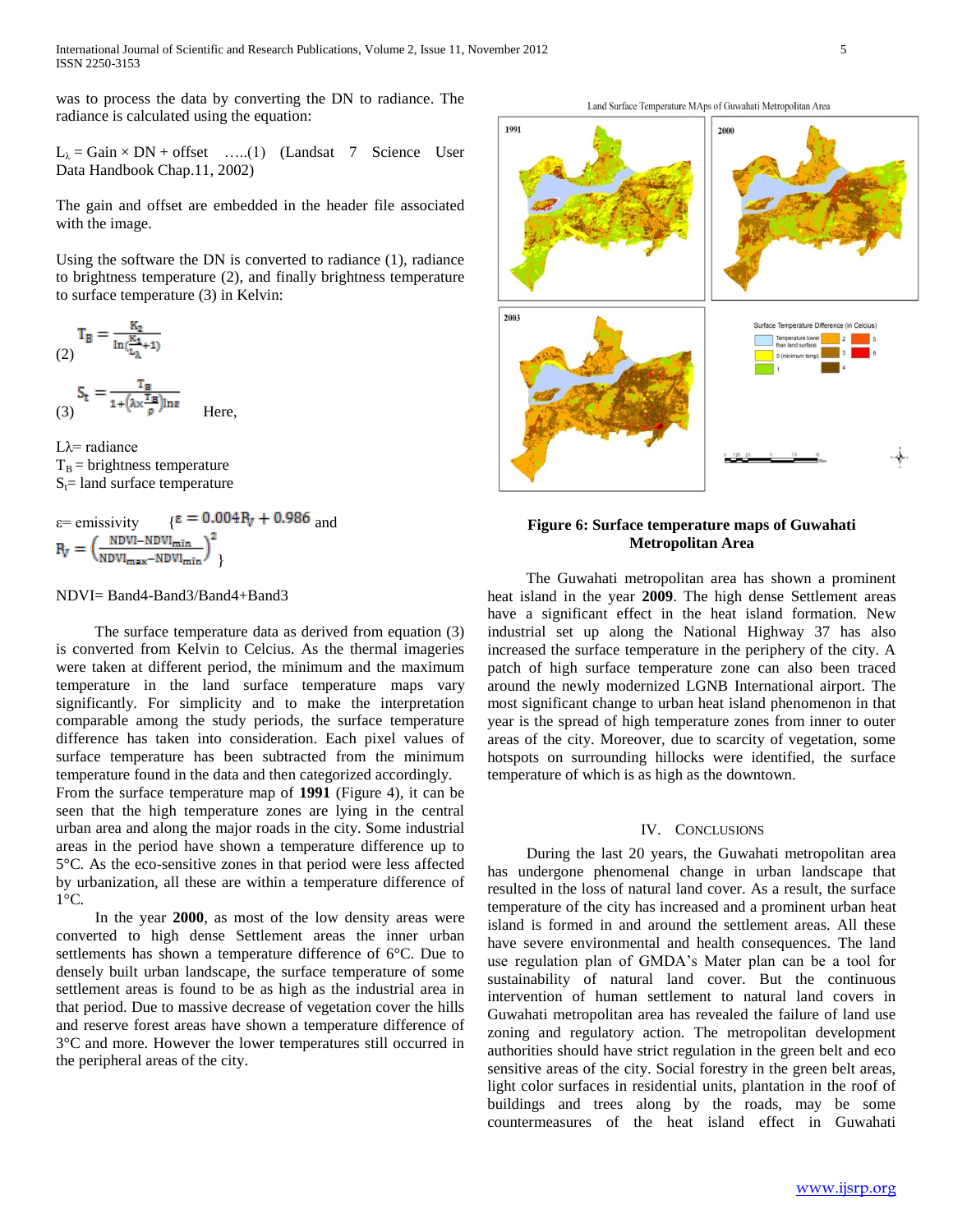was to process the data by converting the DN to radiance. The radiance is calculated using the equation:

$L_\lambda$ = Gain × DN + offset …..(1) (Landsat 7 Science User Data Handbook Chap.11, 2002)

The gain and offset are embedded in the header file associated with the image.

Using the software the DN is converted to radiance (1), radiance to brightness temperature (2), and finally brightness temperature to surface temperature (3) in Kelvin:

$$T_B = \frac{K_2}{\ln\left(\frac{K_1}{L_\lambda}+1\right)} \quad (2)$$

$$S_t = \frac{T_B}{1+\left(\lambda \times \frac{T_B}{\rho}\right)\ln\varepsilon} \quad (3)$$

Here,

$L\lambda$= radiance
$T_B$ = brightness temperature
$S_t$= land surface temperature

ε= emissivity {$\varepsilon = 0.004P_V + 0.986$ and $P_V = \left(\frac{NDVI - NDVI_{min}}{NDVI_{max} - NDVI_{min}}\right)^2$ }

NDVI= Band4-Band3/Band4+Band3

The surface temperature data as derived from equation (3) is converted from Kelvin to Celcius. As the thermal imageries were taken at different period, the minimum and the maximum temperature in the land surface temperature maps vary significantly. For simplicity and to make the interpretation comparable among the study periods, the surface temperature difference has taken into consideration. Each pixel values of surface temperature has been subtracted from the minimum temperature found in the data and then categorized accordingly.

From the surface temperature map of **1991** (Figure 4), it can be seen that the high temperature zones are lying in the central urban area and along the major roads in the city. Some industrial areas in the period have shown a temperature difference up to 5°C. As the eco-sensitive zones in that period were less affected by urbanization, all these are within a temperature difference of 1°C.

In the year **2000**, as most of the low density areas were converted to high dense Settlement areas the inner urban settlements has shown a temperature difference of 6°C. Due to densely built urban landscape, the surface temperature of some settlement areas is found to be as high as the industrial area in that period. Due to massive decrease of vegetation cover the hills and reserve forest areas have shown a temperature difference of 3°C and more. However the lower temperatures still occurred in the peripheral areas of the city.

**Figure 6: Surface temperature maps of Guwahati Metropolitan Area**

The Guwahati metropolitan area has shown a prominent heat island in the year **2009**. The high dense Settlement areas have a significant effect in the heat island formation. New industrial set up along the National Highway 37 has also increased the surface temperature in the periphery of the city. A patch of high surface temperature zone can also been traced around the newly modernized LGNB International airport. The most significant change to urban heat island phenomenon in that year is the spread of high temperature zones from inner to outer areas of the city. Moreover, due to scarcity of vegetation, some hotspots on surrounding hillocks were identified, the surface temperature of which is as high as the downtown.

## IV. Conclusions

During the last 20 years, the Guwahati metropolitan area has undergone phenomenal change in urban landscape that resulted in the loss of natural land cover. As a result, the surface temperature of the city has increased and a prominent urban heat island is formed in and around the settlement areas. All these have severe environmental and health consequences. The land use regulation plan of GMDA's Mater plan can be a tool for sustainability of natural land cover. But the continuous intervention of human settlement to natural land covers in Guwahati metropolitan area has revealed the failure of land use zoning and regulatory action. The metropolitan development authorities should have strict regulation in the green belt and eco sensitive areas of the city. Social forestry in the green belt areas, light color surfaces in residential units, plantation in the roof of buildings and trees along by the roads, may be some countermeasures of the heat island effect in Guwahati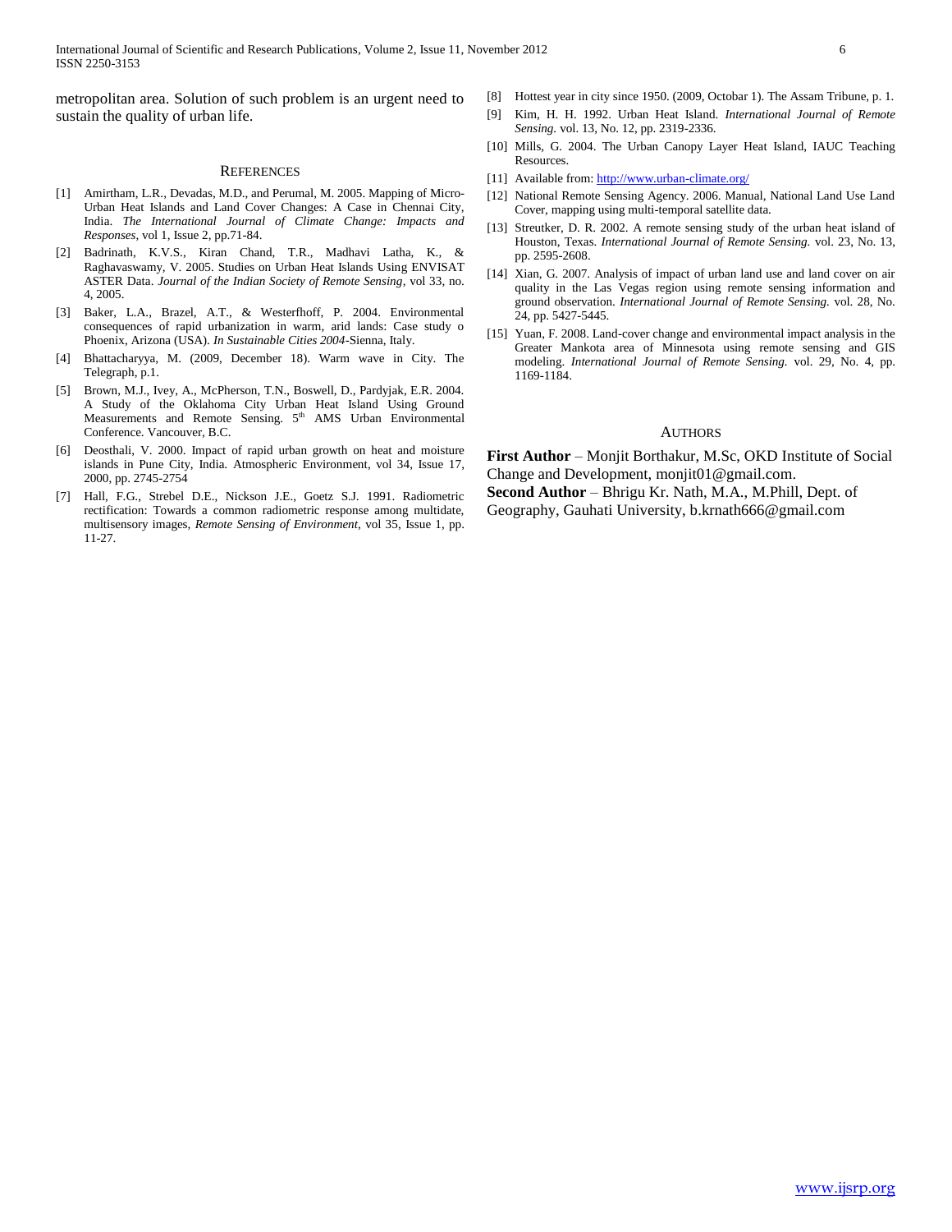metropolitan area. Solution of such problem is an urgent need to sustain the quality of urban life.

## References

[1] Amirtham, L.R., Devadas, M.D., and Perumal, M. 2005. Mapping of Micro-Urban Heat Islands and Land Cover Changes: A Case in Chennai City, India. *The International Journal of Climate Change: Impacts and Responses*, vol 1, Issue 2, pp.71-84.

[2] Badrinath, K.V.S., Kiran Chand, T.R., Madhavi Latha, K., & Raghavaswamy, V. 2005. Studies on Urban Heat Islands Using ENVISAT ASTER Data. *Journal of the Indian Society of Remote Sensing*, vol 33, no. 4, 2005.

[3] Baker, L.A., Brazel, A.T., & Westerfhoff, P. 2004. Environmental consequences of rapid urbanization in warm, arid lands: Case study o Phoenix, Arizona (USA). *In Sustainable Cities 2004*-Sienna, Italy.

[4] Bhattacharyya, M. (2009, December 18). Warm wave in City. The Telegraph, p.1.

[5] Brown, M.J., Ivey, A., McPherson, T.N., Boswell, D., Pardyjak, E.R. 2004. A Study of the Oklahoma City Urban Heat Island Using Ground Measurements and Remote Sensing. 5th AMS Urban Environmental Conference. Vancouver, B.C.

[6] Deosthali, V. 2000. Impact of rapid urban growth on heat and moisture islands in Pune City, India. Atmospheric Environment, vol 34, Issue 17, 2000, pp. 2745-2754

[7] Hall, F.G., Strebel D.E., Nickson J.E., Goetz S.J. 1991. Radiometric rectification: Towards a common radiometric response among multidate, multisensory images, *Remote Sensing of Environment*, vol 35, Issue 1, pp. 11-27.

[8] Hottest year in city since 1950. (2009, Octobar 1). The Assam Tribune, p. 1.

[9] Kim, H. H. 1992. Urban Heat Island. *International Journal of Remote Sensing.* vol. 13, No. 12, pp. 2319-2336.

[10] Mills, G. 2004. The Urban Canopy Layer Heat Island, IAUC Teaching Resources.

[11] Available from: http://www.urban-climate.org/

[12] National Remote Sensing Agency. 2006. Manual, National Land Use Land Cover, mapping using multi-temporal satellite data.

[13] Streutker, D. R. 2002. A remote sensing study of the urban heat island of Houston, Texas. *International Journal of Remote Sensing.* vol. 23, No. 13, pp. 2595-2608.

[14] Xian, G. 2007. Analysis of impact of urban land use and land cover on air quality in the Las Vegas region using remote sensing information and ground observation. *International Journal of Remote Sensing.* vol. 28, No. 24, pp. 5427-5445.

[15] Yuan, F. 2008. Land-cover change and environmental impact analysis in the Greater Mankota area of Minnesota using remote sensing and GIS modeling. *International Journal of Remote Sensing.* vol. 29, No. 4, pp. 1169-1184.

## Authors

**First Author** – Monjit Borthakur, M.Sc, OKD Institute of Social Change and Development, monjit01@gmail.com.

**Second Author** – Bhrigu Kr. Nath, M.A., M.Phill, Dept. of Geography, Gauhati University, b.krnath666@gmail.com